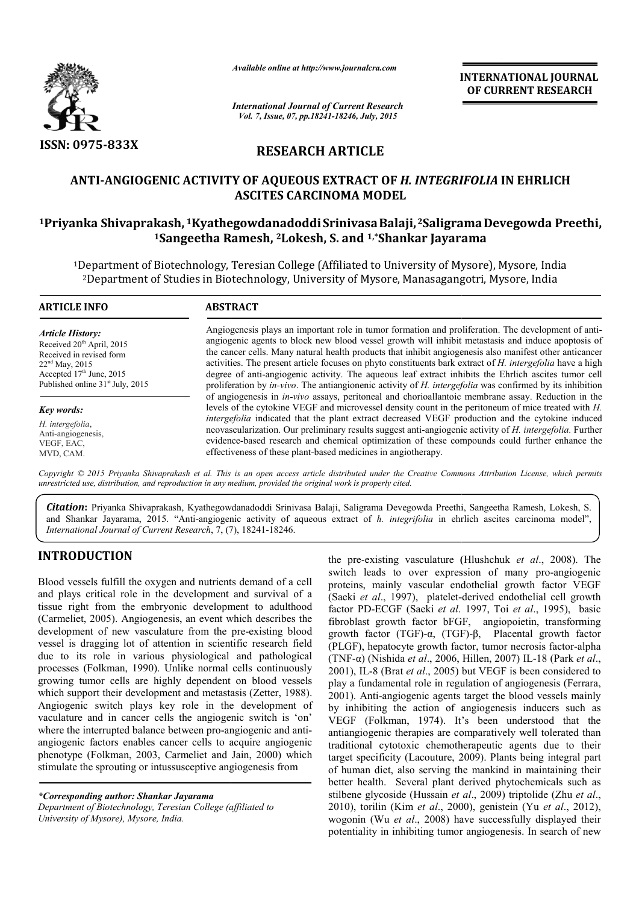ISSN: 0975-833X

*Available online at http://www.journalcra.com*

*International Journal of Current Research*
*Vol. 7, Issue, 07, pp.18241-18246, July, 2015*

**INTERNATIONAL JOURNAL OF CURRENT RESEARCH**

## RESEARCH ARTICLE

# ANTI-ANGIOGENIC ACTIVITY OF AQUEOUS EXTRACT OF *H. INTEGRIFOLIA* IN EHRLICH ASCITES CARCINOMA MODEL

**[1]Priyanka Shivaprakash, [1]Kyathegowdanadoddi Srinivasa Balaji, [2]Saligrama Devegowda Preethi, [1]Sangeetha Ramesh, [2]Lokesh, S. and [1,*]Shankar Jayarama**

[1]Department of Biotechnology, Teresian College (Affiliated to University of Mysore), Mysore, India
[2]Department of Studies in Biotechnology, University of Mysore, Manasagangotri, Mysore, India

**ARTICLE INFO**

*Article History:*
Received 20th April, 2015
Received in revised form 22nd May, 2015
Accepted 17th June, 2015
Published online 31st July, 2015

*Key words:*
*H. intergefolia*,
Anti-angiogenesis,
VEGF, EAC,
MVD, CAM.

**ABSTRACT**

Angiogenesis plays an important role in tumor formation and proliferation. The development of anti-angiogenic agents to block new blood vessel growth will inhibit metastasis and induce apoptosis of the cancer cells. Many natural health products that inhibit angiogenesis also manifest other anticancer activities. The present article focuses on phyto constituents bark extract of *H. intergefolia* have a high degree of anti-angiogenic activity. The aqueous leaf extract inhibits the Ehrlich ascites tumor cell proliferation by *in-vivo*. The antiangionenic activity of *H. intergefolia* was confirmed by its inhibition of angiogenesis in *in-vivo* assays, peritoneal and chorioallantoic membrane assay. Reduction in the levels of the cytokine VEGF and microvessel density count in the peritoneum of mice treated with *H. intergefolia* indicated that the plant extract decreased VEGF production and the cytokine induced neovascularization. Our preliminary results suggest anti-angiogenic activity of *H. intergefolia.* Further evidence-based research and chemical optimization of these compounds could further enhance the effectiveness of these plant-based medicines in angiotherapy.

*Copyright © 2015 Priyanka Shivaprakash et al. This is an open access article distributed under the Creative Commons Attribution License, which permits unrestricted use, distribution, and reproduction in any medium, provided the original work is properly cited.*

***Citation*:** Priyanka Shivaprakash, Kyathegowdanadoddi Srinivasa Balaji, Saligrama Devegowda Preethi, Sangeetha Ramesh, Lokesh, S. and Shankar Jayarama, 2015. "Anti-angiogenic activity of aqueous extract of *h. integrifolia* in ehrlich ascites carcinoma model", *International Journal of Current Research*, 7, (7), 18241-18246.

## INTRODUCTION

Blood vessels fulfill the oxygen and nutrients demand of a cell and plays critical role in the development and survival of a tissue right from the embryonic development to adulthood (Carmeliet, 2005). Angiogenesis, an event which describes the development of new vasculature from the pre-existing blood vessel is dragging lot of attention in scientific research field due to its role in various physiological and pathological processes (Folkman, 1990). Unlike normal cells continuously growing tumor cells are highly dependent on blood vessels which support their development and metastasis (Zetter, 1988). Angiogenic switch plays key role in the development of vaculature and in cancer cells the angiogenic switch is 'on' where the interrupted balance between pro-angiogenic and anti-angiogenic factors enables cancer cells to acquire angiogenic phenotype (Folkman, 2003, Carmeliet and Jain, 2000) which stimulate the sprouting or intussusceptive angiogenesis from the pre-existing vasculature (Hlushchuk *et al*., 2008). The switch leads to over expression of many pro-angiogenic proteins, mainly vascular endothelial growth factor VEGF (Saeki *et al*., 1997), platelet-derived endothelial cell growth factor PD-ECGF (Saeki *et al*. 1997, Toi *et al*., 1995), basic fibroblast growth factor bFGF, angiopoietin, transforming growth factor (TGF)-α, (TGF)-β, Placental growth factor (PLGF), hepatocyte growth factor, tumor necrosis factor-alpha (TNF-α) (Nishida *et al*., 2006, Hillen, 2007) IL-18 (Park *et al*., 2001), IL-8 (Brat *et al*., 2005) but VEGF is been considered to play a fundamental role in regulation of angiogenesis (Ferrara, 2001). Anti-angiogenic agents target the blood vessels mainly by inhibiting the action of angiogenesis inducers such as VEGF (Folkman, 1974). It's been understood that the antiangiogenic therapies are comparatively well tolerated than traditional cytotoxic chemotherapeutic agents due to their target specificity (Lacouture, 2009). Plants being integral part of human diet, also serving the mankind in maintaining their better health. Several plant derived phytochemicals such as stilbene glycoside (Hussain *et al*., 2009) triptolide (Zhu *et al*., 2010), torilin (Kim *et al*., 2000), genistein (Yu *et al*., 2012), wogonin (Wu *et al*., 2008) have successfully displayed their potentiality in inhibiting tumor angiogenesis. In search of new

**\*Corresponding author: Shankar Jayarama**
*Department of Biotechnology, Teresian College (affiliated to University of Mysore), Mysore, India.*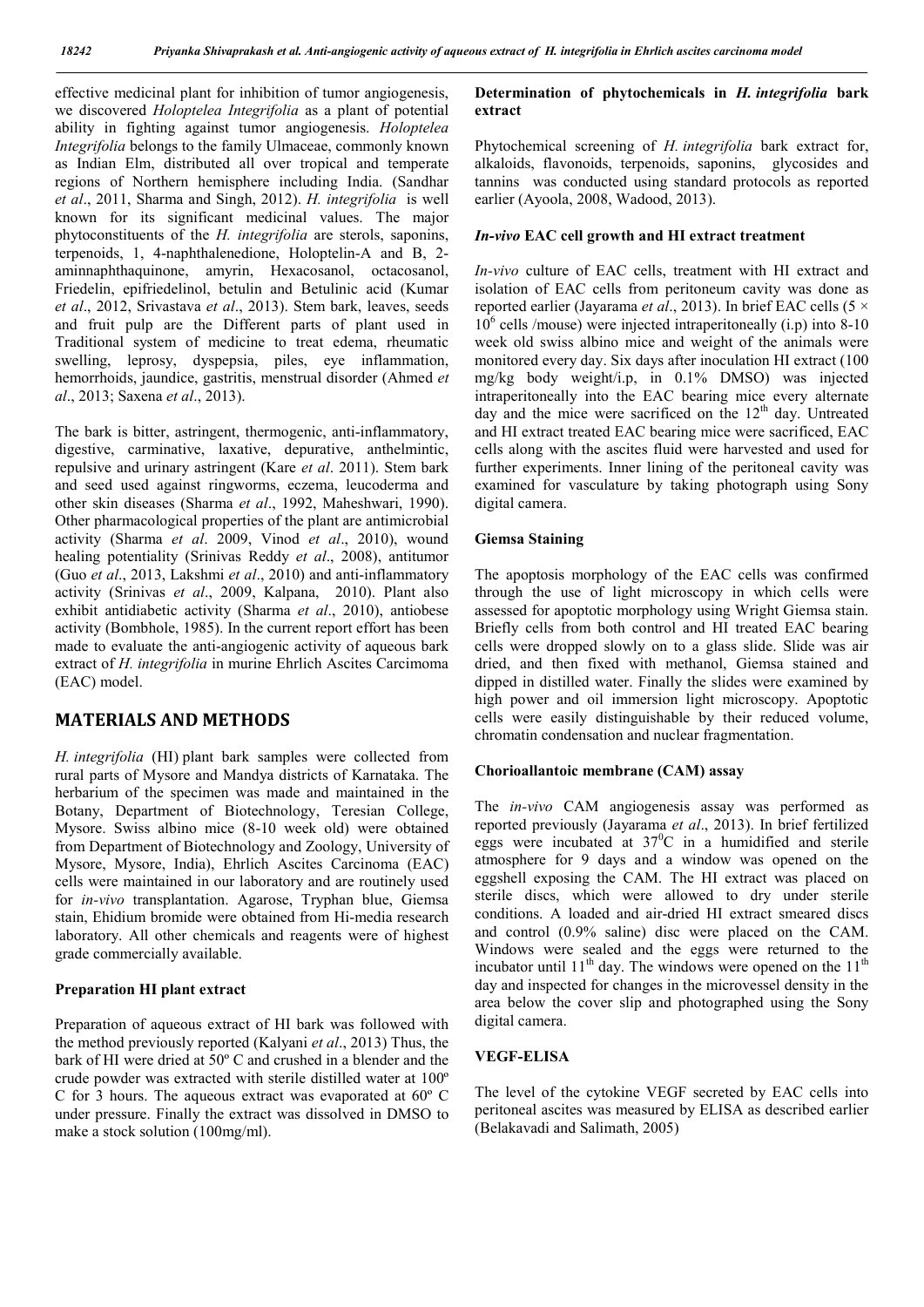effective medicinal plant for inhibition of tumor angiogenesis, we discovered *Holoptelea Integrifolia* as a plant of potential ability in fighting against tumor angiogenesis. *Holoptelea Integrifolia* belongs to the family Ulmaceae, commonly known as Indian Elm, distributed all over tropical and temperate regions of Northern hemisphere including India. (Sandhar *et al*., 2011, Sharma and Singh, 2012). *H. integrifolia* is well known for its significant medicinal values. The major phytoconstituents of the *H. integrifolia* are sterols, saponins, terpenoids, 1, 4-naphthalenedione, Holoptelin-A and B, 2-aminnaphthaquinone, amyrin, Hexacosanol, octacosanol, Friedelin, epifriedelinol, betulin and Betulinic acid (Kumar *et al*., 2012, Srivastava *et al*., 2013). Stem bark, leaves, seeds and fruit pulp are the Different parts of plant used in Traditional system of medicine to treat edema, rheumatic swelling, leprosy, dyspepsia, piles, eye inflammation, hemorrhoids, jaundice, gastritis, menstrual disorder (Ahmed *et al*., 2013; Saxena *et al*., 2013).

The bark is bitter, astringent, thermogenic, anti-inflammatory, digestive, carminative, laxative, depurative, anthelmintic, repulsive and urinary astringent (Kare *et al*. 2011). Stem bark and seed used against ringworms, eczema, leucoderma and other skin diseases (Sharma *et al*., 1992, Maheshwari, 1990). Other pharmacological properties of the plant are antimicrobial activity (Sharma *et al*. 2009, Vinod *et al*., 2010), wound healing potentiality (Srinivas Reddy *et al*., 2008), antitumor (Guo *et al*., 2013, Lakshmi *et al*., 2010) and anti-inflammatory activity (Srinivas *et al*., 2009, Kalpana, 2010). Plant also exhibit antidiabetic activity (Sharma *et al*., 2010), antiobese activity (Bombhole, 1985). In the current report effort has been made to evaluate the anti-angiogenic activity of aqueous bark extract of *H. integrifolia* in murine Ehrlich Ascites Carcimoma (EAC) model.

## MATERIALS AND METHODS

*H. integrifolia* (HI) plant bark samples were collected from rural parts of Mysore and Mandya districts of Karnataka. The herbarium of the specimen was made and maintained in the Botany, Department of Biotechnology, Teresian College, Mysore. Swiss albino mice (8-10 week old) were obtained from Department of Biotechnology and Zoology, University of Mysore, Mysore, India), Ehrlich Ascites Carcinoma (EAC) cells were maintained in our laboratory and are routinely used for *in-vivo* transplantation. Agarose, Tryphan blue, Giemsa stain, Ehidium bromide were obtained from Hi-media research laboratory. All other chemicals and reagents were of highest grade commercially available.

### Preparation HI plant extract

Preparation of aqueous extract of HI bark was followed with the method previously reported (Kalyani *et al*., 2013) Thus, the bark of HI were dried at 50º C and crushed in a blender and the crude powder was extracted with sterile distilled water at 100º C for 3 hours. The aqueous extract was evaporated at 60º C under pressure. Finally the extract was dissolved in DMSO to make a stock solution (100mg/ml).

### Determination of phytochemicals in *H. integrifolia* bark extract

Phytochemical screening of *H. integrifolia* bark extract for, alkaloids, flavonoids, terpenoids, saponins, glycosides and tannins was conducted using standard protocols as reported earlier (Ayoola, 2008, Wadood, 2013).

### *In-vivo* EAC cell growth and HI extract treatment

*In-vivo* culture of EAC cells, treatment with HI extract and isolation of EAC cells from peritoneum cavity was done as reported earlier (Jayarama *et al*., 2013). In brief EAC cells ($5 \times 10^6$ cells /mouse) were injected intraperitoneally (i.p) into 8-10 week old swiss albino mice and weight of the animals were monitored every day. Six days after inoculation HI extract (100 mg/kg body weight/i.p, in 0.1% DMSO) was injected intraperitoneally into the EAC bearing mice every alternate day and the mice were sacrificed on the 12th day. Untreated and HI extract treated EAC bearing mice were sacrificed, EAC cells along with the ascites fluid were harvested and used for further experiments. Inner lining of the peritoneal cavity was examined for vasculature by taking photograph using Sony digital camera.

### Giemsa Staining

The apoptosis morphology of the EAC cells was confirmed through the use of light microscopy in which cells were assessed for apoptotic morphology using Wright Giemsa stain. Briefly cells from both control and HI treated EAC bearing cells were dropped slowly on to a glass slide. Slide was air dried, and then fixed with methanol, Giemsa stained and dipped in distilled water. Finally the slides were examined by high power and oil immersion light microscopy. Apoptotic cells were easily distinguishable by their reduced volume, chromatin condensation and nuclear fragmentation.

### Chorioallantoic membrane (CAM) assay

The *in-vivo* CAM angiogenesis assay was performed as reported previously (Jayarama *et al*., 2013). In brief fertilized eggs were incubated at $37^0$C in a humidified and sterile atmosphere for 9 days and a window was opened on the eggshell exposing the CAM. The HI extract was placed on sterile discs, which were allowed to dry under sterile conditions. A loaded and air-dried HI extract smeared discs and control (0.9% saline) disc were placed on the CAM. Windows were sealed and the eggs were returned to the incubator until 11th day. The windows were opened on the 11th day and inspected for changes in the microvessel density in the area below the cover slip and photographed using the Sony digital camera.

### VEGF-ELISA

The level of the cytokine VEGF secreted by EAC cells into peritoneal ascites was measured by ELISA as described earlier (Belakavadi and Salimath, 2005)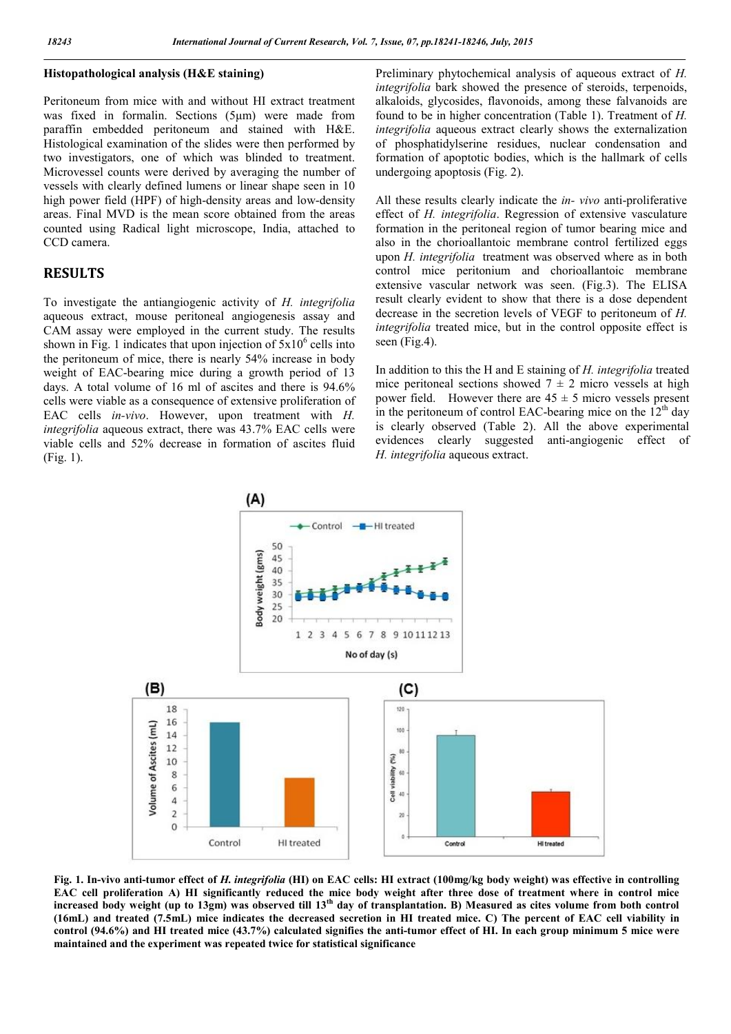### Histopathological analysis (H&E staining)

Peritoneum from mice with and without HI extract treatment was fixed in formalin. Sections (5μm) were made from paraffin embedded peritoneum and stained with H&E. Histological examination of the slides were then performed by two investigators, one of which was blinded to treatment. Microvessel counts were derived by averaging the number of vessels with clearly defined lumens or linear shape seen in 10 high power field (HPF) of high-density areas and low-density areas. Final MVD is the mean score obtained from the areas counted using Radical light microscope, India, attached to CCD camera.

## RESULTS

To investigate the antiangiogenic activity of *H. integrifolia* aqueous extract, mouse peritoneal angiogenesis assay and CAM assay were employed in the current study. The results shown in Fig. 1 indicates that upon injection of $5x10^6$ cells into the peritoneum of mice, there is nearly 54% increase in body weight of EAC-bearing mice during a growth period of 13 days. A total volume of 16 ml of ascites and there is 94.6% cells were viable as a consequence of extensive proliferation of EAC cells *in-vivo*. However, upon treatment with *H. integrifolia* aqueous extract, there was 43.7% EAC cells were viable cells and 52% decrease in formation of ascites fluid (Fig. 1).

Preliminary phytochemical analysis of aqueous extract of *H. integrifolia* bark showed the presence of steroids, terpenoids, alkaloids, glycosides, flavonoids, among these falvanoids are found to be in higher concentration (Table 1). Treatment of *H. integrifolia* aqueous extract clearly shows the externalization of phosphatidylserine residues, nuclear condensation and formation of apoptotic bodies, which is the hallmark of cells undergoing apoptosis (Fig. 2).

All these results clearly indicate the *in- vivo* anti-proliferative effect of *H. integrifolia*. Regression of extensive vasculature formation in the peritoneal region of tumor bearing mice and also in the chorioallantoic membrane control fertilized eggs upon *H. integrifolia* treatment was observed where as in both control mice peritonium and chorioallantoic membrane extensive vascular network was seen. (Fig.3). The ELISA result clearly evident to show that there is a dose dependent decrease in the secretion levels of VEGF to peritoneum of *H. integrifolia* treated mice, but in the control opposite effect is seen (Fig.4).

In addition to this the H and E staining of *H. integrifolia* treated mice peritoneal sections showed $7 \pm 2$ micro vessels at high power field. However there are $45 \pm 5$ micro vessels present in the peritoneum of control EAC-bearing mice on the 12th day is clearly observed (Table 2). All the above experimental evidences clearly suggested anti-angiogenic effect of *H. integrifolia* aqueous extract.

**Fig. 1. In-vivo anti-tumor effect of *H. integrifolia* (HI) on EAC cells: HI extract (100mg/kg body weight) was effective in controlling EAC cell proliferation A) HI significantly reduced the mice body weight after three dose of treatment where in control mice increased body weight (up to 13gm) was observed till 13th day of transplantation. B) Measured as cites volume from both control (16mL) and treated (7.5mL) mice indicates the decreased secretion in HI treated mice. C) The percent of EAC cell viability in control (94.6%) and HI treated mice (43.7%) calculated signifies the anti-tumor effect of HI. In each group minimum 5 mice were maintained and the experiment was repeated twice for statistical significance**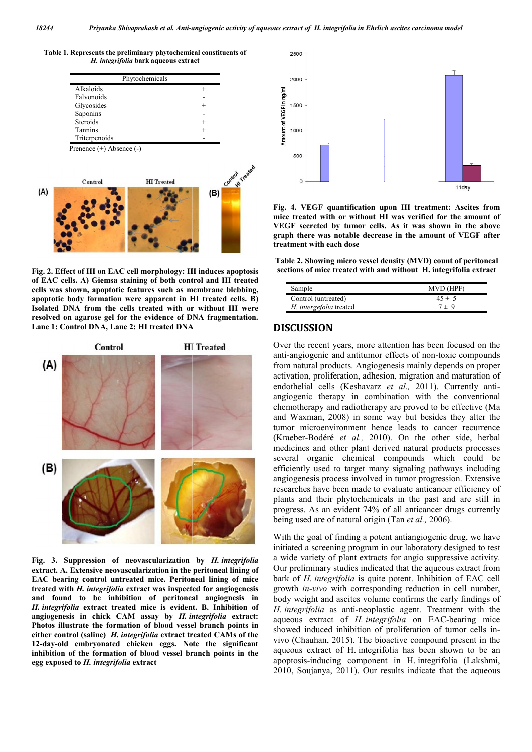**Table 1. Represents the preliminary phytochemical constituents of *H. integrifolia* bark aqueous extract**

| Phytochemicals | |
|---|---|
| Alkaloids | + |
| Falvonoids | - |
| Glycosides | + |
| Saponins | - |
| Steroids | + |
| Tannins | + |
| Triterpenoids | - |

Prenence (+) Absence (-)

**Fig. 2. Effect of HI on EAC cell morphology: HI induces apoptosis of EAC cells. A) Giemsa staining of both control and HI treated cells was shown, apoptotic features such as membrane blebbing, apoptotic body formation were apparent in HI treated cells. B) Isolated DNA from the cells treated with or without HI were resolved on agarose gel for the evidence of DNA fragmentation. Lane 1: Control DNA, Lane 2: HI treated DNA**

**Fig. 3. Suppression of neovascularization by *H. integrifolia* extract. A. Extensive neovascularization in the peritoneal lining of EAC bearing control untreated mice. Peritoneal lining of mice treated with *H. integrifolia* extract was inspected for angiogenesis and found to be inhibition of peritoneal angiogenesis in *H. integrifolia* extract treated mice is evident. B. Inhibition of angiogenesis in chick CAM assay by *H. integrifolia* extract: Photos illustrate the formation of blood vessel branch points in either control (saline) *H. integrifolia* extract treated CAMs of the 12-day-old embryonated chicken eggs. Note the significant inhibition of the formation of blood vessel branch points in the egg exposed to *H. integrifolia* extract**

**Fig. 4. VEGF quantification upon HI treatment: Ascites from mice treated with or without HI was verified for the amount of VEGF secreted by tumor cells. As it was shown in the above graph there was notable decrease in the amount of VEGF after treatment with each dose**

**Table 2. Showing micro vessel density (MVD) count of peritoneal sections of mice treated with and without H. integrifolia extract**

| Sample | MVD (HPF) |
|---|---|
| Control (untreated) | 45 ± 5 |
| *H. intergefolia* treated | 7 ± 9 |

## DISCUSSION

Over the recent years, more attention has been focused on the anti-angiogenic and antitumor effects of non-toxic compounds from natural products. Angiogenesis mainly depends on proper activation, proliferation, adhesion, migration and maturation of endothelial cells (Keshavarz *et al.,* 2011). Currently anti-angiogenic therapy in combination with the conventional chemotherapy and radiotherapy are proved to be effective (Ma and Waxman, 2008) in some way but besides they alter the tumor microenvironment hence leads to cancer recurrence (Kraeber-Bodéré *et al.,* 2010). On the other side, herbal medicines and other plant derived natural products processes several organic chemical compounds which could be efficiently used to target many signaling pathways including angiogenesis process involved in tumor progression. Extensive researches have been made to evaluate anticancer efficiency of plants and their phytochemicals in the past and are still in progress. As an evident 74% of all anticancer drugs currently being used are of natural origin (Tan *et al.,* 2006).

With the goal of finding a potent antiangiogenic drug, we have initiated a screening program in our laboratory designed to test a wide variety of plant extracts for angio suppressive activity. Our preliminary studies indicated that the aqueous extract from bark of *H. integrifolia* is quite potent. Inhibition of EAC cell growth *in-vivo* with corresponding reduction in cell number, body weight and ascites volume confirms the early findings of *H. integrifolia* as anti-neoplastic agent. Treatment with the aqueous extract of *H. integrifolia* on EAC-bearing mice showed induced inhibition of proliferation of tumor cells in-vivo (Chauhan, 2015). The bioactive compound present in the aqueous extract of H. integrifolia has been shown to be an apoptosis-inducing component in H. integrifolia (Lakshmi, 2010, Soujanya, 2011). Our results indicate that the aqueous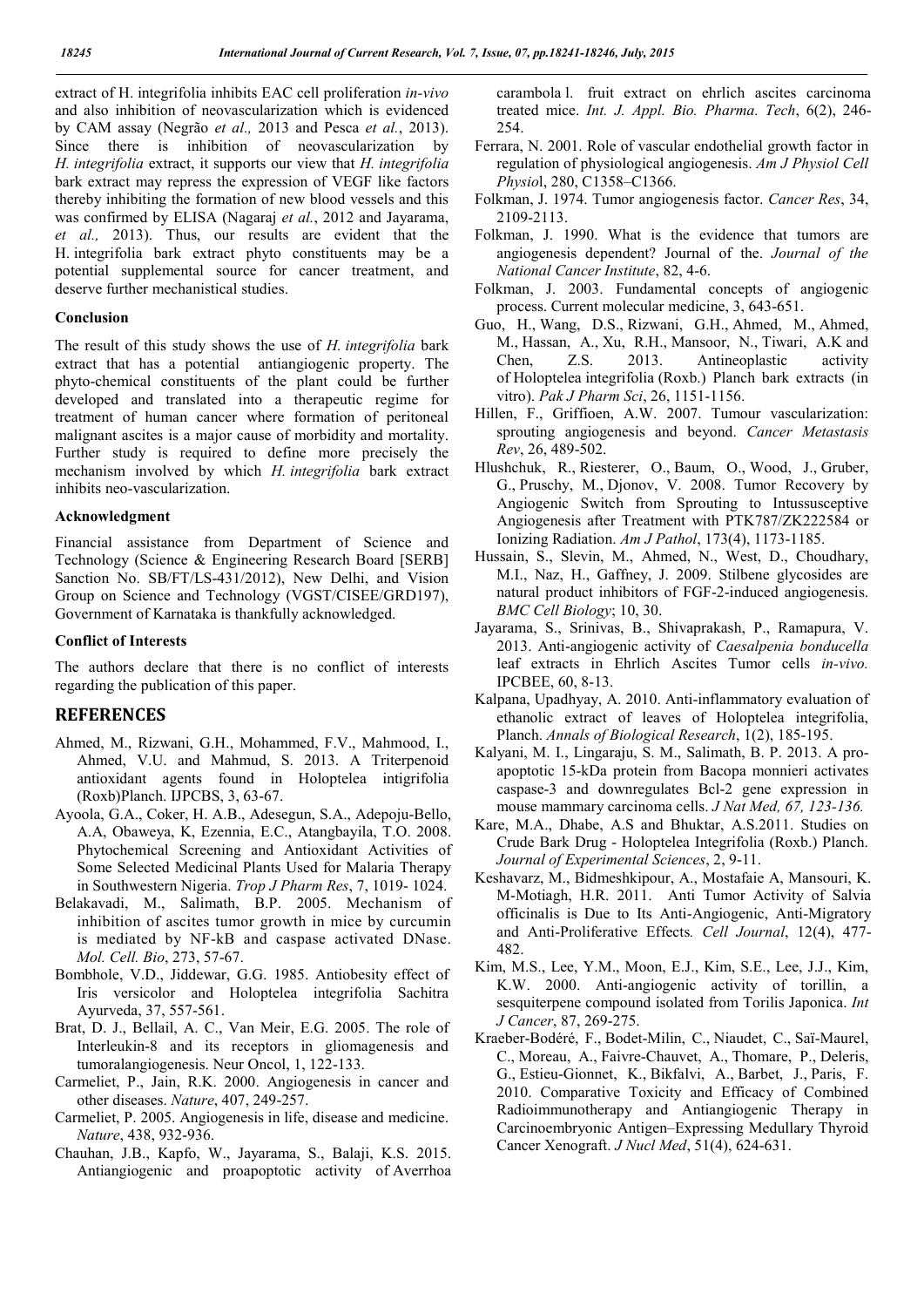extract of H. integrifolia inhibits EAC cell proliferation *in-vivo* and also inhibition of neovascularization which is evidenced by CAM assay (Negrão *et al.,* 2013 and Pesca *et al.*, 2013). Since there is inhibition of neovascularization by *H. integrifolia* extract, it supports our view that *H. integrifolia* bark extract may repress the expression of VEGF like factors thereby inhibiting the formation of new blood vessels and this was confirmed by ELISA (Nagaraj *et al.*, 2012 and Jayarama, *et al.,* 2013). Thus, our results are evident that the H. integrifolia bark extract phyto constituents may be a potential supplemental source for cancer treatment, and deserve further mechanistical studies.

### Conclusion

The result of this study shows the use of *H. integrifolia* bark extract that has a potential antiangiogenic property. The phyto-chemical constituents of the plant could be further developed and translated into a therapeutic regime for treatment of human cancer where formation of peritoneal malignant ascites is a major cause of morbidity and mortality. Further study is required to define more precisely the mechanism involved by which *H. integrifolia* bark extract inhibits neo-vascularization.

### Acknowledgment

Financial assistance from Department of Science and Technology (Science & Engineering Research Board [SERB] Sanction No. SB/FT/LS-431/2012), New Delhi, and Vision Group on Science and Technology (VGST/CISEE/GRD197), Government of Karnataka is thankfully acknowledged.

### Conflict of Interests

The authors declare that there is no conflict of interests regarding the publication of this paper.

## REFERENCES

- Ahmed, M., Rizwani, G.H., Mohammed, F.V., Mahmood, I., Ahmed, V.U. and Mahmud, S. 2013. A Triterpenoid antioxidant agents found in Holoptelea intigrifolia (Roxb)Planch. IJPCBS, 3, 63-67.
- Ayoola, G.A., Coker, H. A.B., Adesegun, S.A., Adepoju-Bello, A.A, Obaweya, K, Ezennia, E.C., Atangbayila, T.O. 2008. Phytochemical Screening and Antioxidant Activities of Some Selected Medicinal Plants Used for Malaria Therapy in Southwestern Nigeria. *Trop J Pharm Res*, 7, 1019- 1024.
- Belakavadi, M., Salimath, B.P. 2005. Mechanism of inhibition of ascites tumor growth in mice by curcumin is mediated by NF-kB and caspase activated DNase. *Mol. Cell. Bio*, 273, 57-67.
- Bombhole, V.D., Jiddewar, G.G. 1985. Antiobesity effect of Iris versicolor and Holoptelea integrifolia Sachitra Ayurveda, 37, 557-561.
- Brat, D. J., Bellail, A. C., Van Meir, E.G. 2005. The role of Interleukin-8 and its receptors in gliomagenesis and tumoralangiogenesis. Neur Oncol, 1, 122-133.
- Carmeliet, P., Jain, R.K. 2000. Angiogenesis in cancer and other diseases. *Nature*, 407, 249-257.
- Carmeliet, P. 2005. Angiogenesis in life, disease and medicine. *Nature*, 438, 932-936.
- Chauhan, J.B., Kapfo, W., Jayarama, S., Balaji, K.S. 2015. Antiangiogenic and proapoptotic activity of Averrhoa carambola l. fruit extract on ehrlich ascites carcinoma treated mice. *Int. J. Appl. Bio. Pharma. Tech*, 6(2), 246-254.
- Ferrara, N. 2001. Role of vascular endothelial growth factor in regulation of physiological angiogenesis. *Am J Physiol Cell Physio*l, 280, C1358–C1366.
- Folkman, J. 1974. Tumor angiogenesis factor. *Cancer Res*, 34, 2109-2113.
- Folkman, J. 1990. What is the evidence that tumors are angiogenesis dependent? Journal of the. *Journal of the National Cancer Institute*, 82, 4-6.
- Folkman, J. 2003. Fundamental concepts of angiogenic process. Current molecular medicine, 3, 643-651.
- Guo, H., Wang, D.S., Rizwani, G.H., Ahmed, M., Ahmed, M., Hassan, A., Xu, R.H., Mansoor, N., Tiwari, A.K and Chen, Z.S. 2013. Antineoplastic activity of Holoptelea integrifolia (Roxb.) Planch bark extracts (in vitro). *Pak J Pharm Sci*, 26, 1151-1156.
- Hillen, F., Griffioen, A.W. 2007. Tumour vascularization: sprouting angiogenesis and beyond. *Cancer Metastasis Rev*, 26, 489-502.
- Hlushchuk, R., Riesterer, O., Baum, O., Wood, J., Gruber, G., Pruschy, M., Djonov, V. 2008. Tumor Recovery by Angiogenic Switch from Sprouting to Intussusceptive Angiogenesis after Treatment with PTK787/ZK222584 or Ionizing Radiation. *Am J Pathol*, 173(4), 1173-1185.
- Hussain, S., Slevin, M., Ahmed, N., West, D., Choudhary, M.I., Naz, H., Gaffney, J. 2009. Stilbene glycosides are natural product inhibitors of FGF-2-induced angiogenesis. *BMC Cell Biology*; 10, 30.
- Jayarama, S., Srinivas, B., Shivaprakash, P., Ramapura, V. 2013. Anti-angiogenic activity of *Caesalpenia bonducella* leaf extracts in Ehrlich Ascites Tumor cells *in-vivo.* IPCBEE, 60, 8-13.
- Kalpana, Upadhyay, A. 2010. Anti-inflammatory evaluation of ethanolic extract of leaves of Holoptelea integrifolia, Planch. *Annals of Biological Research*, 1(2), 185-195.
- Kalyani, M. I., Lingaraju, S. M., Salimath, B. P. 2013. A pro-apoptotic 15-kDa protein from Bacopa monnieri activates caspase-3 and downregulates Bcl-2 gene expression in mouse mammary carcinoma cells. *J Nat Med, 67, 123-136.*
- Kare, M.A., Dhabe, A.S and Bhuktar, A.S.2011. Studies on Crude Bark Drug - Holoptelea Integrifolia (Roxb.) Planch. *Journal of Experimental Sciences*, 2, 9-11.
- Keshavarz, M., Bidmeshkipour, A., Mostafaie A, Mansouri, K. M-Motiagh, H.R. 2011. Anti Tumor Activity of Salvia officinalis is Due to Its Anti-Angiogenic, Anti-Migratory and Anti-Proliferative Effects*. Cell Journal*, 12(4), 477-482.
- Kim, M.S., Lee, Y.M., Moon, E.J., Kim, S.E., Lee, J.J., Kim, K.W. 2000. Anti-angiogenic activity of torillin, a sesquiterpene compound isolated from Torilis Japonica. *Int J Cancer*, 87, 269-275.
- Kraeber-Bodéré, F., Bodet-Milin, C., Niaudet, C., Saï-Maurel, C., Moreau, A., Faivre-Chauvet, A., Thomare, P., Deleris, G., Estieu-Gionnet, K., Bikfalvi, A., Barbet, J., Paris, F. 2010. Comparative Toxicity and Efficacy of Combined Radioimmunotherapy and Antiangiogenic Therapy in Carcinoembryonic Antigen–Expressing Medullary Thyroid Cancer Xenograft. *J Nucl Med*, 51(4), 624-631.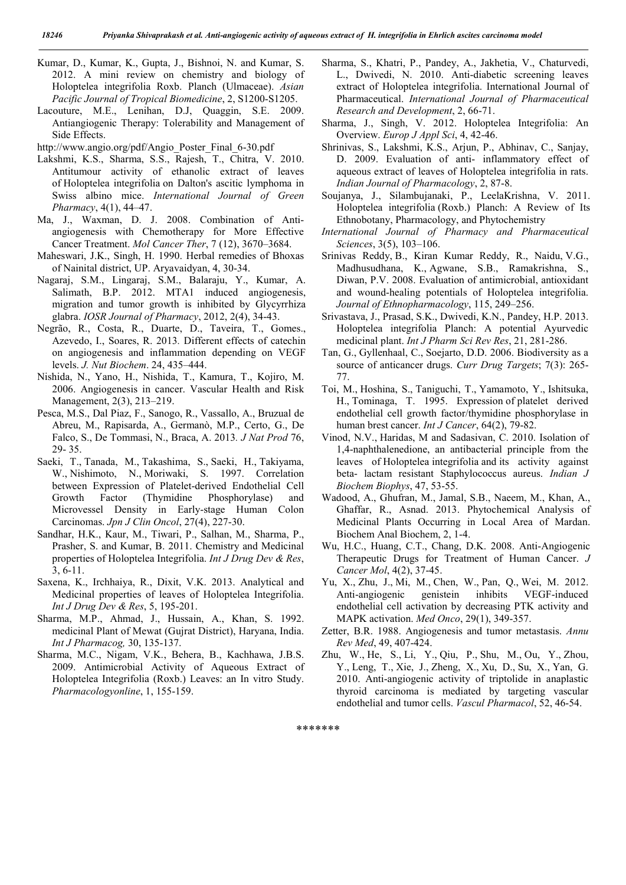Kumar, D., Kumar, K., Gupta, J., Bishnoi, N. and Kumar, S. 2012. A mini review on chemistry and biology of Holoptelea integrifolia Roxb. Planch (Ulmaceae). *Asian Pacific Journal of Tropical Biomedicine*, 2, S1200-S1205.

Lacouture, M.E., Lenihan, D.J, Quaggin, S.E. 2009. Antiangiogenic Therapy: Tolerability and Management of Side Effects.

http://www.angio.org/pdf/Angio_Poster_Final_6-30.pdf

Lakshmi, K.S., Sharma, S.S., Rajesh, T., Chitra, V. 2010. Antitumour activity of ethanolic extract of leaves of Holoptelea integrifolia on Dalton's ascitic lymphoma in Swiss albino mice. *International Journal of Green Pharmacy*, 4(1), 44–47.

Ma, J., Waxman, D. J. 2008. Combination of Anti-angiogenesis with Chemotherapy for More Effective Cancer Treatment. *Mol Cancer Ther*, 7 (12), 3670–3684.

Maheswari, J.K., Singh, H. 1990. Herbal remedies of Bhoxas of Nainital district, UP. Aryavaidyan, 4, 30-34.

Nagaraj, S.M., Lingaraj, S.M., Balaraju, Y., Kumar, A. Salimath, B.P. 2012. MTA1 induced angiogenesis, migration and tumor growth is inhibited by Glycyrrhiza glabra. *IOSR Journal of Pharmacy*, 2012, 2(4), 34-43.

Negrão, R., Costa, R., Duarte, D., Taveira, T., Gomes., Azevedo, I., Soares, R. 2013*.* Different effects of catechin on angiogenesis and inflammation depending on VEGF levels. *J. Nut Biochem*. 24, 435–444.

Nishida, N., Yano, H., Nishida, T., Kamura, T., Kojiro, M. 2006. Angiogenesis in cancer. Vascular Health and Risk Management, 2(3), 213–219.

Pesca, M.S., Dal Piaz, F., Sanogo, R., Vassallo, A., Bruzual de Abreu, M., Rapisarda, A., Germanò, M.P., Certo, G., De Falco, S., De Tommasi, N., Braca, A. 2013*. J Nat Prod* 76, 29- 35.

Saeki, T., Tanada, M., Takashima, S., Saeki, H., Takiyama, W., Nishimoto, N., Moriwaki, S. 1997. Correlation between Expression of Platelet-derived Endothelial Cell Growth Factor (Thymidine Phosphorylase) and Microvessel Density in Early-stage Human Colon Carcinomas. *Jpn J Clin Oncol*, 27(4), 227-30.

Sandhar, H.K., Kaur, M., Tiwari, P., Salhan, M., Sharma, P., Prasher, S. and Kumar, B. 2011. Chemistry and Medicinal properties of Holoptelea Integrifolia. *Int J Drug Dev & Res*, 3, 6-11.

Saxena, K., Irchhaiya, R., Dixit, V.K. 2013. Analytical and Medicinal properties of leaves of Holoptelea Integrifolia. *Int J Drug Dev & Res*, 5, 195-201.

Sharma, M.P., Ahmad, J., Hussain, A., Khan, S. 1992. medicinal Plant of Mewat (Gujrat District), Haryana, India. *Int J Pharmacog,* 30, 135-137.

Sharma, M.C., Nigam, V.K., Behera, B., Kachhawa, J.B.S. 2009. Antimicrobial Activity of Aqueous Extract of Holoptelea Integrifolia (Roxb.) Leaves: an In vitro Study. *Pharmacologyonline*, 1, 155-159.

Sharma, S., Khatri, P., Pandey, A., Jakhetia, V., Chaturvedi, L., Dwivedi, N. 2010. Anti-diabetic screening leaves extract of Holoptelea integrifolia. International Journal of Pharmaceutical. *International Journal of Pharmaceutical Research and Development*, 2, 66-71.

Sharma, J., Singh, V. 2012. Holoptelea Integrifolia: An Overview. *Europ J Appl Sci*, 4, 42-46.

Shrinivas, S., Lakshmi, K.S., Arjun, P., Abhinav, C., Sanjay, D. 2009. Evaluation of anti- inflammatory effect of aqueous extract of leaves of Holoptelea integrifolia in rats. *Indian Journal of Pharmacology*, 2, 87-8.

Soujanya, J., Silambujanaki, P., LeelaKrishna, V. 2011. Holoptelea integrifolia (Roxb.) Planch: A Review of Its Ethnobotany, Pharmacology, and Phytochemistry *International Journal of Pharmacy and Pharmaceutical Sciences*, 3(5), 103–106.

Srinivas Reddy, B., Kiran Kumar Reddy, R., Naidu, V.G., Madhusudhana, K., Agwane, S.B., Ramakrishna, S., Diwan, P.V. 2008. Evaluation of antimicrobial, antioxidant and wound-healing potentials of Holoptelea integrifolia. *Journal of Ethnopharmacology*, 115, 249–256.

Srivastava, J., Prasad, S.K., Dwivedi, K.N., Pandey, H.P. 2013. Holoptelea integrifolia Planch: A potential Ayurvedic medicinal plant. *Int J Pharm Sci Rev Res*, 21, 281-286.

Tan, G., Gyllenhaal, C., Soejarto, D.D. 2006. Biodiversity as a source of anticancer drugs. *Curr Drug Targets*; 7(3): 265-77.

Toi, M., Hoshina, S., Taniguchi, T., Yamamoto, Y., Ishitsuka, H., Tominaga, T. 1995. Expression of platelet derived endothelial cell growth factor/thymidine phosphorylase in human brest cancer. *Int J Cancer*, 64(2), 79-82.

Vinod, N.V., Haridas, M and Sadasivan, C. 2010. Isolation of 1,4-naphthalenedione, an antibacterial principle from the leaves of Holoptelea integrifolia and its activity against beta- lactam resistant Staphylococcus aureus. *Indian J Biochem Biophys*, 47, 53-55.

Wadood, A., Ghufran, M., Jamal, S.B., Naeem, M., Khan, A., Ghaffar, R., Asnad. 2013. Phytochemical Analysis of Medicinal Plants Occurring in Local Area of Mardan. Biochem Anal Biochem, 2, 1-4.

Wu, H.C., Huang, C.T., Chang, D.K. 2008. Anti-Angiogenic Therapeutic Drugs for Treatment of Human Cancer. *J Cancer Mol*, 4(2), 37-45.

Yu, X., Zhu, J., Mi, M., Chen, W., Pan, Q., Wei, M. 2012. Anti-angiogenic genistein inhibits VEGF-induced endothelial cell activation by decreasing PTK activity and MAPK activation. *Med Onco*, 29(1), 349-357.

Zetter, B.R. 1988. Angiogenesis and tumor metastasis. *Annu Rev Med*, 49, 407-424.

Zhu, W., He, S., Li, Y., Qiu, P., Shu, M., Ou, Y., Zhou, Y., Leng, T., Xie, J., Zheng, X., Xu, D., Su, X., Yan, G. 2010. Anti-angiogenic activity of triptolide in anaplastic thyroid carcinoma is mediated by targeting vascular endothelial and tumor cells. *Vascul Pharmacol*, 52, 46-54.

\*\*\*\*\*\*\*